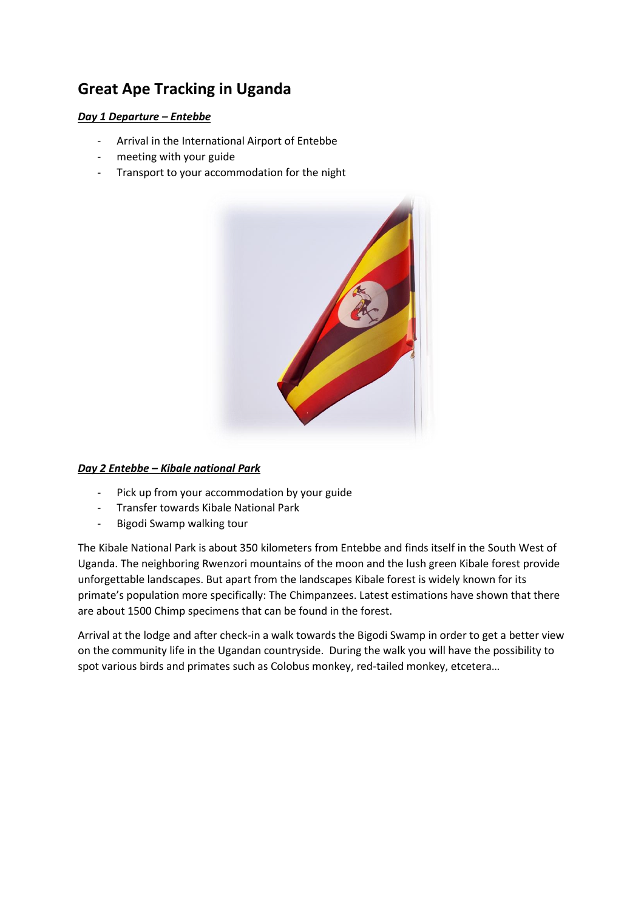# Great Ape Tracking in Uganda

***Day 1 Departure – Entebbe***

- Arrival in the International Airport of Entebbe
- meeting with your guide
- Transport to your accommodation for the night

***Day 2 Entebbe – Kibale national Park***

- Pick up from your accommodation by your guide
- Transfer towards Kibale National Park
- Bigodi Swamp walking tour

The Kibale National Park is about 350 kilometers from Entebbe and finds itself in the South West of Uganda. The neighboring Rwenzori mountains of the moon and the lush green Kibale forest provide unforgettable landscapes. But apart from the landscapes Kibale forest is widely known for its primate's population more specifically: The Chimpanzees. Latest estimations have shown that there are about 1500 Chimp specimens that can be found in the forest.

Arrival at the lodge and after check-in a walk towards the Bigodi Swamp in order to get a better view on the community life in the Ugandan countryside. During the walk you will have the possibility to spot various birds and primates such as Colobus monkey, red-tailed monkey, etcetera…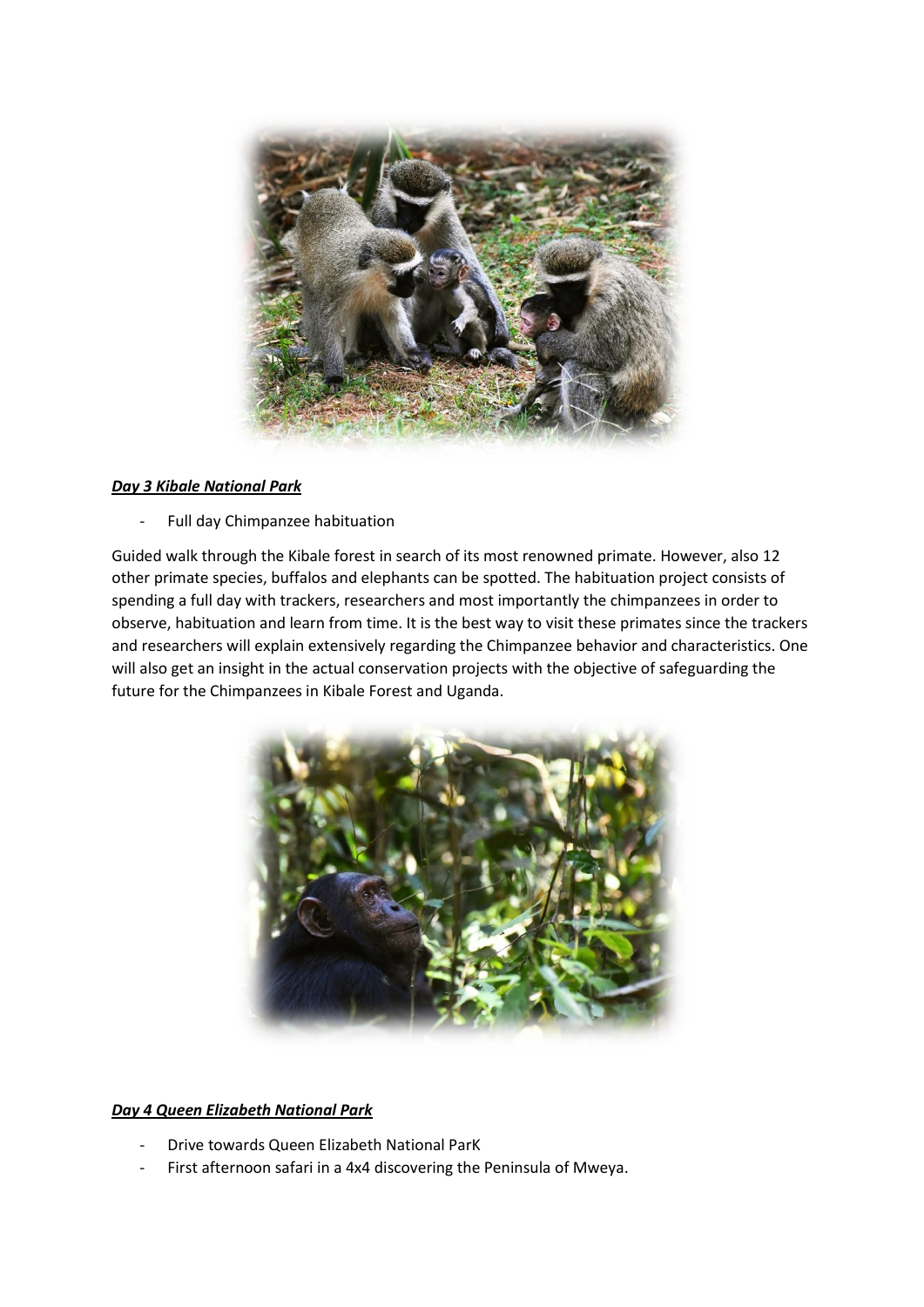***Day 3 Kibale National Park***

- Full day Chimpanzee habituation

Guided walk through the Kibale forest in search of its most renowned primate. However, also 12 other primate species, buffalos and elephants can be spotted. The habituation project consists of spending a full day with trackers, researchers and most importantly the chimpanzees in order to observe, habituation and learn from time. It is the best way to visit these primates since the trackers and researchers will explain extensively regarding the Chimpanzee behavior and characteristics. One will also get an insight in the actual conservation projects with the objective of safeguarding the future for the Chimpanzees in Kibale Forest and Uganda.

***Day 4 Queen Elizabeth National Park***

- Drive towards Queen Elizabeth National ParK
- First afternoon safari in a 4x4 discovering the Peninsula of Mweya.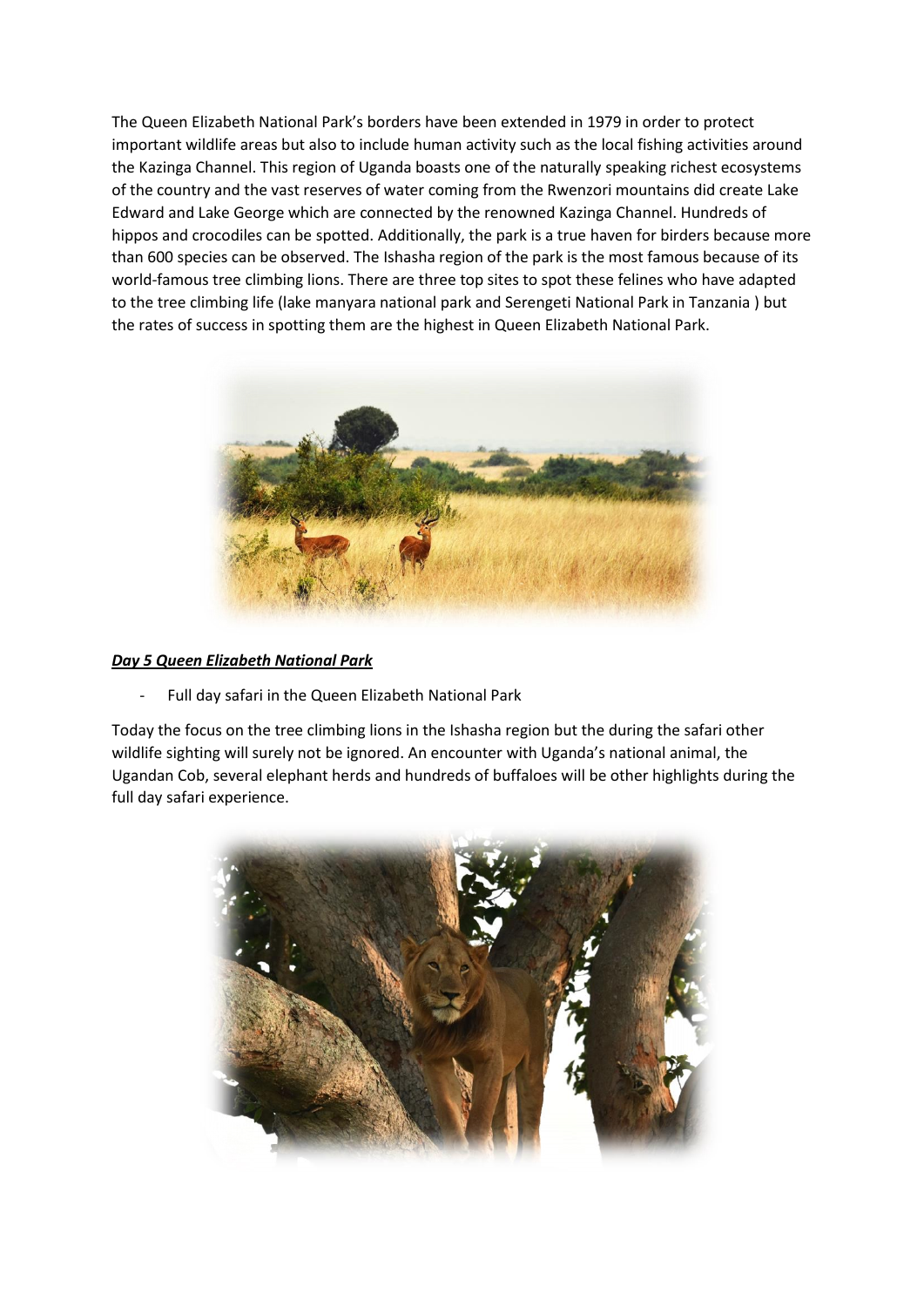The Queen Elizabeth National Park's borders have been extended in 1979 in order to protect important wildlife areas but also to include human activity such as the local fishing activities around the Kazinga Channel. This region of Uganda boasts one of the naturally speaking richest ecosystems of the country and the vast reserves of water coming from the Rwenzori mountains did create Lake Edward and Lake George which are connected by the renowned Kazinga Channel. Hundreds of hippos and crocodiles can be spotted. Additionally, the park is a true haven for birders because more than 600 species can be observed. The Ishasha region of the park is the most famous because of its world-famous tree climbing lions. There are three top sites to spot these felines who have adapted to the tree climbing life (lake manyara national park and Serengeti National Park in Tanzania ) but the rates of success in spotting them are the highest in Queen Elizabeth National Park.

***Day 5 Queen Elizabeth National Park***

- Full day safari in the Queen Elizabeth National Park

Today the focus on the tree climbing lions in the Ishasha region but the during the safari other wildlife sighting will surely not be ignored. An encounter with Uganda's national animal, the Ugandan Cob, several elephant herds and hundreds of buffaloes will be other highlights during the full day safari experience.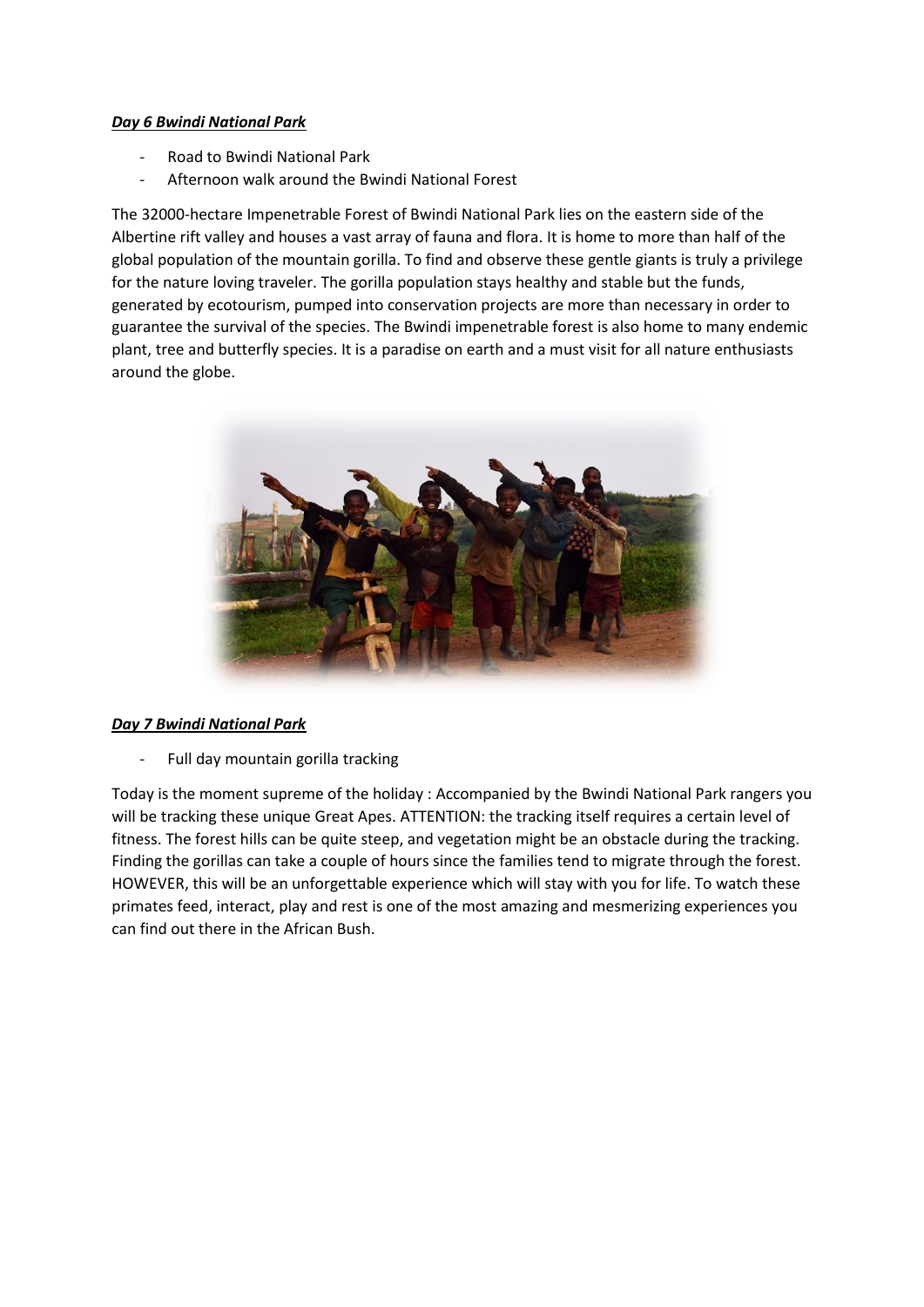***Day 6 Bwindi National Park***

- Road to Bwindi National Park
- Afternoon walk around the Bwindi National Forest

The 32000-hectare Impenetrable Forest of Bwindi National Park lies on the eastern side of the Albertine rift valley and houses a vast array of fauna and flora. It is home to more than half of the global population of the mountain gorilla. To find and observe these gentle giants is truly a privilege for the nature loving traveler. The gorilla population stays healthy and stable but the funds, generated by ecotourism, pumped into conservation projects are more than necessary in order to guarantee the survival of the species. The Bwindi impenetrable forest is also home to many endemic plant, tree and butterfly species. It is a paradise on earth and a must visit for all nature enthusiasts around the globe.

***Day 7 Bwindi National Park***

- Full day mountain gorilla tracking

Today is the moment supreme of the holiday : Accompanied by the Bwindi National Park rangers you will be tracking these unique Great Apes. ATTENTION: the tracking itself requires a certain level of fitness. The forest hills can be quite steep, and vegetation might be an obstacle during the tracking. Finding the gorillas can take a couple of hours since the families tend to migrate through the forest. HOWEVER, this will be an unforgettable experience which will stay with you for life. To watch these primates feed, interact, play and rest is one of the most amazing and mesmerizing experiences you can find out there in the African Bush.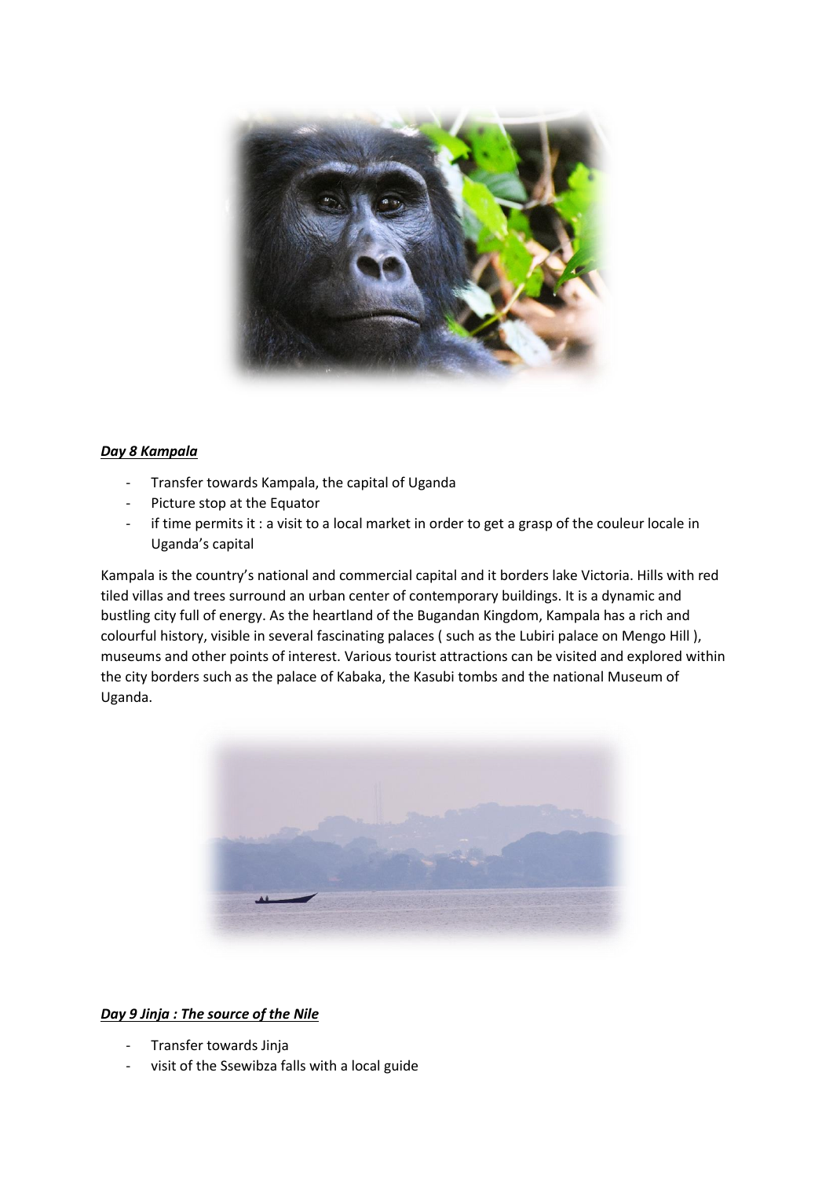***Day 8 Kampala***

- Transfer towards Kampala, the capital of Uganda
- Picture stop at the Equator
- if time permits it : a visit to a local market in order to get a grasp of the couleur locale in Uganda's capital

Kampala is the country's national and commercial capital and it borders lake Victoria. Hills with red tiled villas and trees surround an urban center of contemporary buildings. It is a dynamic and bustling city full of energy. As the heartland of the Bugandan Kingdom, Kampala has a rich and colourful history, visible in several fascinating palaces ( such as the Lubiri palace on Mengo Hill ), museums and other points of interest. Various tourist attractions can be visited and explored within the city borders such as the palace of Kabaka, the Kasubi tombs and the national Museum of Uganda.

***Day 9 Jinja : The source of the Nile***

- Transfer towards Jinja
- visit of the Ssewibza falls with a local guide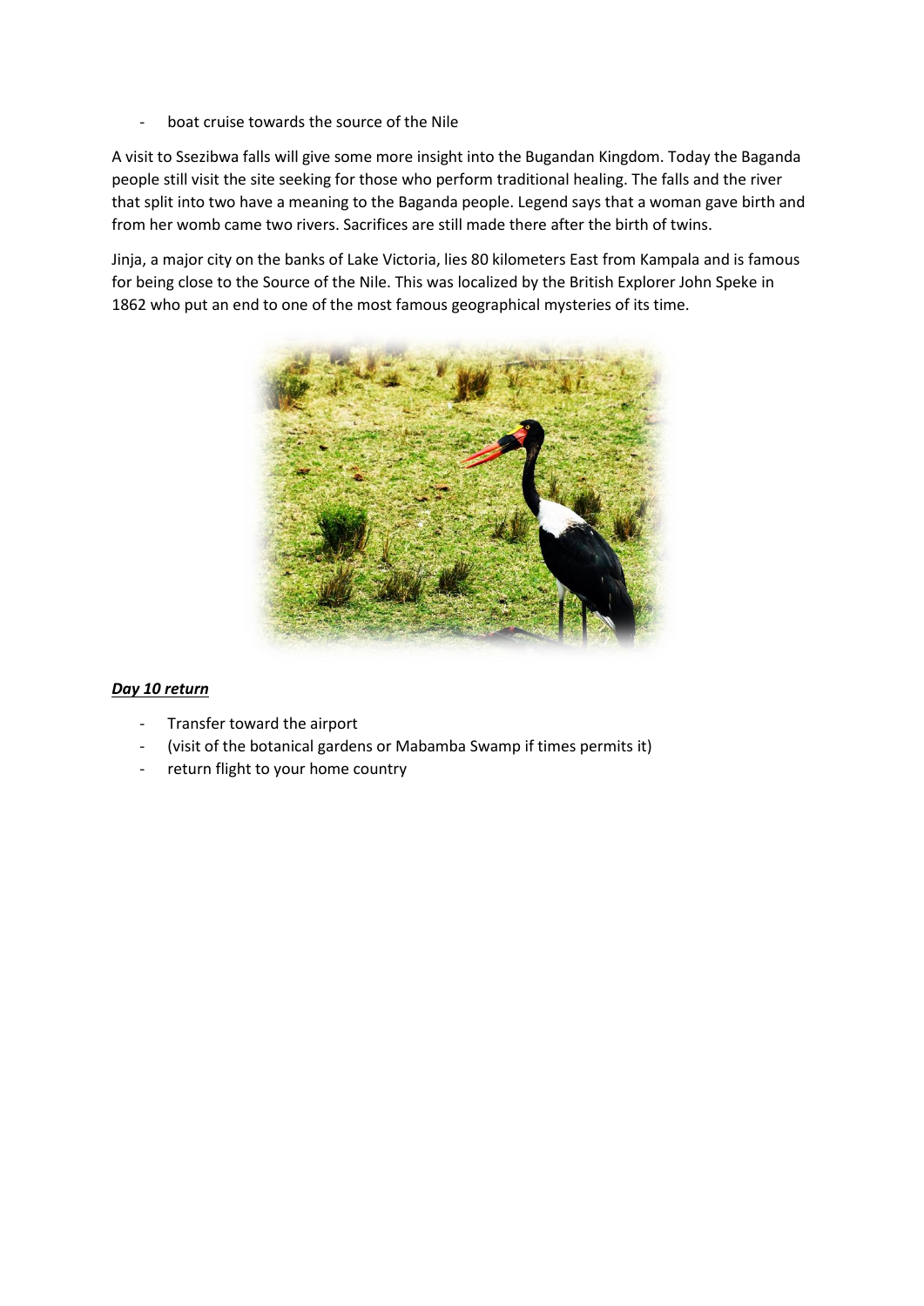- boat cruise towards the source of the Nile

A visit to Ssezibwa falls will give some more insight into the Bugandan Kingdom. Today the Baganda people still visit the site seeking for those who perform traditional healing. The falls and the river that split into two have a meaning to the Baganda people. Legend says that a woman gave birth and from her womb came two rivers. Sacrifices are still made there after the birth of twins.

Jinja, a major city on the banks of Lake Victoria, lies 80 kilometers East from Kampala and is famous for being close to the Source of the Nile. This was localized by the British Explorer John Speke in 1862 who put an end to one of the most famous geographical mysteries of its time.

***Day 10 return***

- Transfer toward the airport
- (visit of the botanical gardens or Mabamba Swamp if times permits it)
- return flight to your home country